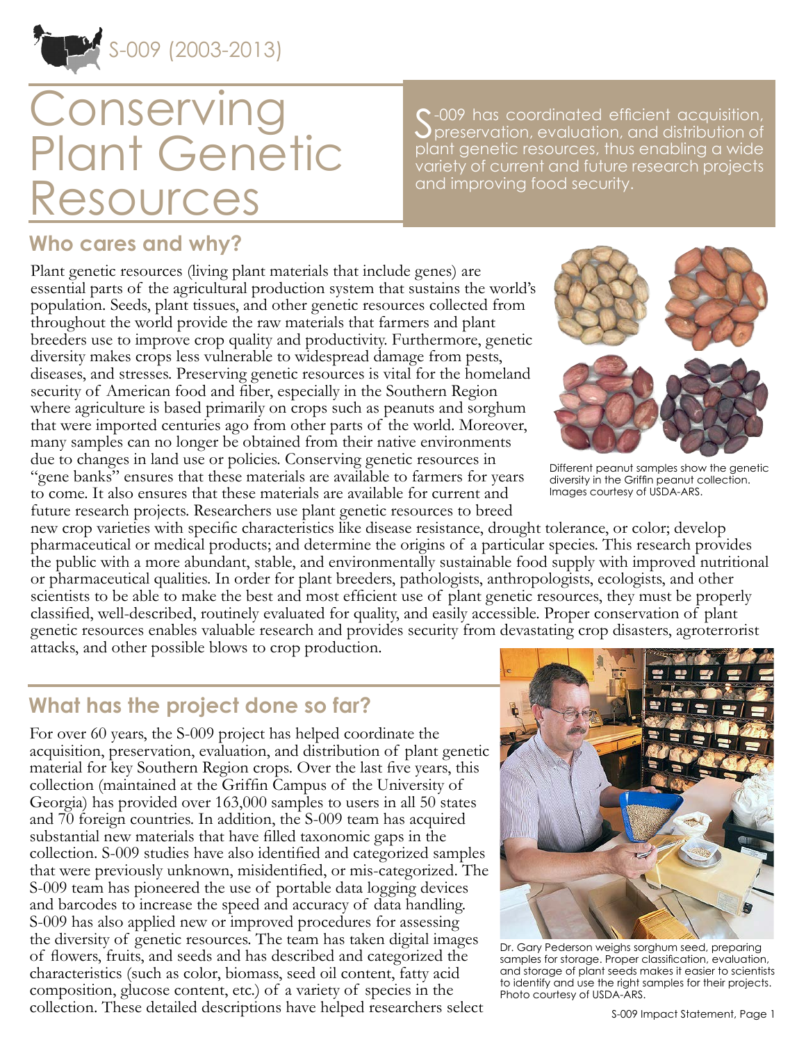S-009 (2003-2013)

# Conserving Plant Genetic Resources

S-009 has coordinated efficient acquisition, preservation, evaluation, and distribution of plant genetic resources, thus enabling a wide variety of current and future research projects and improving food security.

## Who cares and why?

Plant genetic resources (living plant materials that include genes) are essential parts of the agricultural production system that sustains the world's population. Seeds, plant tissues, and other genetic resources collected from throughout the world provide the raw materials that farmers and plant breeders use to improve crop quality and productivity. Furthermore, genetic diversity makes crops less vulnerable to widespread damage from pests, diseases, and stresses. Preserving genetic resources is vital for the homeland security of American food and fiber, especially in the Southern Region where agriculture is based primarily on crops such as peanuts and sorghum that were imported centuries ago from other parts of the world. Moreover, many samples can no longer be obtained from their native environments due to changes in land use or policies. Conserving genetic resources in "gene banks" ensures that these materials are available to farmers for years to come. It also ensures that these materials are available for current and future research projects. Researchers use plant genetic resources to breed new crop varieties with specific characteristics like disease resistance, drought tolerance, or color; develop pharmaceutical or medical products; and determine the origins of a particular species. This research provides the public with a more abundant, stable, and environmentally sustainable food supply with improved nutritional or pharmaceutical qualities. In order for plant breeders, pathologists, anthropologists, ecologists, and other scientists to be able to make the best and most efficient use of plant genetic resources, they must be properly classified, well-described, routinely evaluated for quality, and easily accessible. Proper conservation of plant genetic resources enables valuable research and provides security from devastating crop disasters, agroterrorist attacks, and other possible blows to crop production.

Different peanut samples show the genetic diversity in the Griffin peanut collection. Images courtesy of USDA-ARS.

## What has the project done so far?

For over 60 years, the S-009 project has helped coordinate the acquisition, preservation, evaluation, and distribution of plant genetic material for key Southern Region crops. Over the last five years, this collection (maintained at the Griffin Campus of the University of Georgia) has provided over 163,000 samples to users in all 50 states and 70 foreign countries. In addition, the S-009 team has acquired substantial new materials that have filled taxonomic gaps in the collection. S-009 studies have also identified and categorized samples that were previously unknown, misidentified, or mis-categorized. The S-009 team has pioneered the use of portable data logging devices and barcodes to increase the speed and accuracy of data handling. S-009 has also applied new or improved procedures for assessing the diversity of genetic resources. The team has taken digital images of flowers, fruits, and seeds and has described and categorized the characteristics (such as color, biomass, seed oil content, fatty acid composition, glucose content, etc.) of a variety of species in the collection. These detailed descriptions have helped researchers select

Dr. Gary Pederson weighs sorghum seed, preparing samples for storage. Proper classification, evaluation, and storage of plant seeds makes it easier to scientists to identify and use the right samples for their projects. Photo courtesy of USDA-ARS.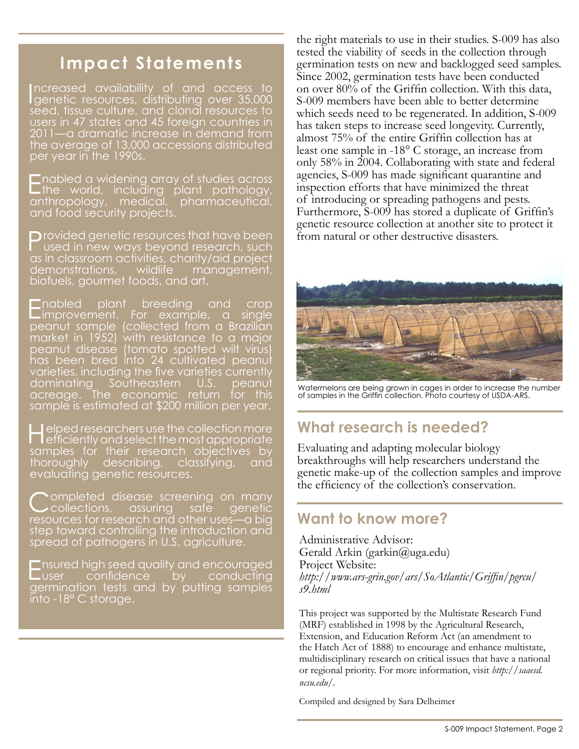## Impact Statements

Increased availability of and access to genetic resources, distributing over 35,000 seed, tissue culture, and clonal resources to users in 47 states and 45 foreign countries in 2011—a dramatic increase in demand from the average of 13,000 accessions distributed per year in the 1990s.

Enabled a widening array of studies across the world, including plant pathology, anthropology, medical, pharmaceutical, and food security projects.

Provided genetic resources that have been used in new ways beyond research, such as in classroom activities, charity/aid project demonstrations, wildlife management, biofuels, gourmet foods, and art.

Enabled plant breeding and crop improvement. For example, a single peanut sample (collected from a Brazilian market in 1952) with resistance to a major peanut disease (tomato spotted wilt virus) has been bred into 24 cultivated peanut varieties, including the five varieties currently dominating Southeastern U.S. peanut acreage. The economic return for this sample is estimated at $200 million per year.

Helped researchers use the collection more efficiently and select the most appropriate samples for their research objectives by thoroughly describing, classifying, and evaluating genetic resources.

Completed disease screening on many collections, assuring safe genetic resources for research and other uses—a big step toward controlling the introduction and spread of pathogens in U.S. agriculture.

Ensured high seed quality and encouraged user confidence by conducting germination tests and by putting samples into -18° C storage.

the right materials to use in their studies. S-009 has also tested the viability of seeds in the collection through germination tests on new and backlogged seed samples. Since 2002, germination tests have been conducted on over 80% of the Griffin collection. With this data, S-009 members have been able to better determine which seeds need to be regenerated. In addition, S-009 has taken steps to increase seed longevity. Currently, almost 75% of the entire Griffin collection has at least one sample in -18° C storage, an increase from only 58% in 2004. Collaborating with state and federal agencies, S-009 has made significant quarantine and inspection efforts that have minimized the threat of introducing or spreading pathogens and pests. Furthermore, S-009 has stored a duplicate of Griffin's genetic resource collection at another site to protect it from natural or other destructive disasters.

Watermelons are being grown in cages in order to increase the number of samples in the Griffin collection. Photo courtesy of USDA-ARS.

## What research is needed?

Evaluating and adapting molecular biology breakthroughs will help researchers understand the genetic make-up of the collection samples and improve the efficiency of the collection's conservation.

## Want to know more?

Administrative Advisor:
Gerald Arkin (garkin@uga.edu)
Project Website:
*http://www.ars-grin.gov/ars/SoAtlantic/Griffin/pgrcu/s9.html*

This project was supported by the Multistate Research Fund (MRF) established in 1998 by the Agricultural Research, Extension, and Education Reform Act (an amendment to the Hatch Act of 1888) to encourage and enhance multistate, multidisciplinary research on critical issues that have a national or regional priority. For more information, visit *http://saaesd.ncsu.edu/*.

Compiled and designed by Sara Delheimer